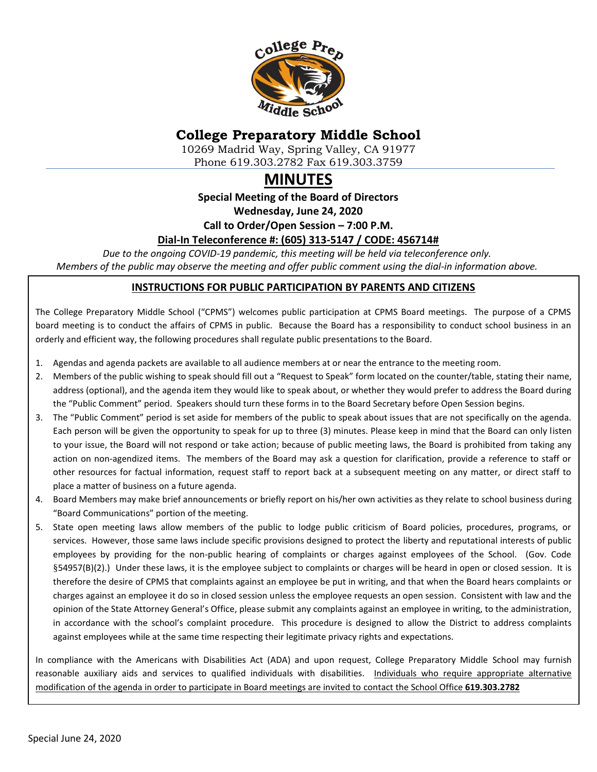# College Preparatory Middle School

10269 Madrid Way, Spring Valley, CA 91977
Phone 619.303.2782 Fax 619.303.3759

# MINUTES

**Special Meeting of the Board of Directors**
**Wednesday, June 24, 2020**
**Call to Order/Open Session – 7:00 P.M.**
**Dial-In Teleconference #: (605) 313-5147 / CODE: 456714#**

*Due to the ongoing COVID-19 pandemic, this meeting will be held via teleconference only.*
*Members of the public may observe the meeting and offer public comment using the dial-in information above.*

## INSTRUCTIONS FOR PUBLIC PARTICIPATION BY PARENTS AND CITIZENS

The College Preparatory Middle School ("CPMS") welcomes public participation at CPMS Board meetings. The purpose of a CPMS board meeting is to conduct the affairs of CPMS in public. Because the Board has a responsibility to conduct school business in an orderly and efficient way, the following procedures shall regulate public presentations to the Board.

1. Agendas and agenda packets are available to all audience members at or near the entrance to the meeting room.
2. Members of the public wishing to speak should fill out a "Request to Speak" form located on the counter/table, stating their name, address (optional), and the agenda item they would like to speak about, or whether they would prefer to address the Board during the "Public Comment" period. Speakers should turn these forms in to the Board Secretary before Open Session begins.
3. The "Public Comment" period is set aside for members of the public to speak about issues that are not specifically on the agenda. Each person will be given the opportunity to speak for up to three (3) minutes. Please keep in mind that the Board can only listen to your issue, the Board will not respond or take action; because of public meeting laws, the Board is prohibited from taking any action on non-agendized items. The members of the Board may ask a question for clarification, provide a reference to staff or other resources for factual information, request staff to report back at a subsequent meeting on any matter, or direct staff to place a matter of business on a future agenda.
4. Board Members may make brief announcements or briefly report on his/her own activities as they relate to school business during "Board Communications" portion of the meeting.
5. State open meeting laws allow members of the public to lodge public criticism of Board policies, procedures, programs, or services. However, those same laws include specific provisions designed to protect the liberty and reputational interests of public employees by providing for the non-public hearing of complaints or charges against employees of the School. (Gov. Code §54957(B)(2).) Under these laws, it is the employee subject to complaints or charges will be heard in open or closed session. It is therefore the desire of CPMS that complaints against an employee be put in writing, and that when the Board hears complaints or charges against an employee it do so in closed session unless the employee requests an open session. Consistent with law and the opinion of the State Attorney General's Office, please submit any complaints against an employee in writing, to the administration, in accordance with the school's complaint procedure. This procedure is designed to allow the District to address complaints against employees while at the same time respecting their legitimate privacy rights and expectations.

In compliance with the Americans with Disabilities Act (ADA) and upon request, College Preparatory Middle School may furnish reasonable auxiliary aids and services to qualified individuals with disabilities. Individuals who require appropriate alternative modification of the agenda in order to participate in Board meetings are invited to contact the School Office **619.303.2782**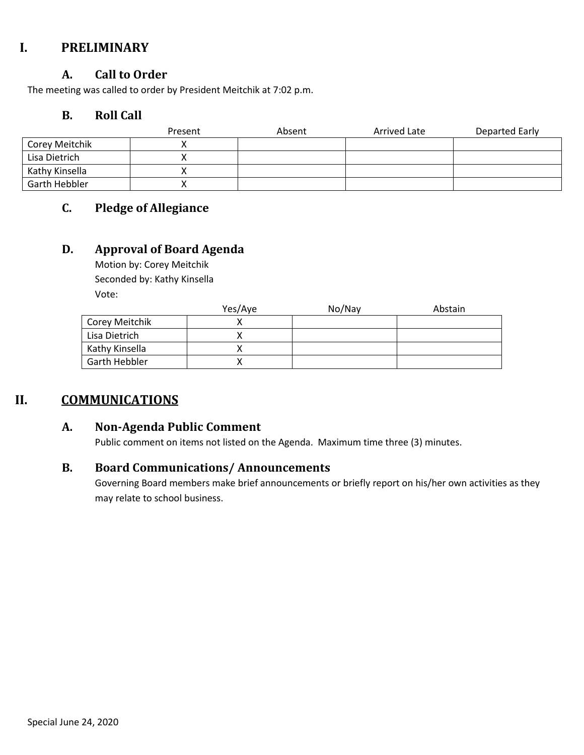# I. PRELIMINARY

## A. Call to Order

The meeting was called to order by President Meitchik at 7:02 p.m.

## B. Roll Call

| | Present | Absent | Arrived Late | Departed Early |
|---|---|---|---|---|
| Corey Meitchik | X | | | |
| Lisa Dietrich | X | | | |
| Kathy Kinsella | X | | | |
| Garth Hebbler | X | | | |

## C. Pledge of Allegiance

## D. Approval of Board Agenda

Motion by: Corey Meitchik
Seconded by: Kathy Kinsella
Vote:

| | Yes/Aye | No/Nay | Abstain |
|---|---|---|---|
| Corey Meitchik | X | | |
| Lisa Dietrich | X | | |
| Kathy Kinsella | X | | |
| Garth Hebbler | X | | |

# II. COMMUNICATIONS

## A. Non-Agenda Public Comment

Public comment on items not listed on the Agenda. Maximum time three (3) minutes.

## B. Board Communications/ Announcements

Governing Board members make brief announcements or briefly report on his/her own activities as they may relate to school business.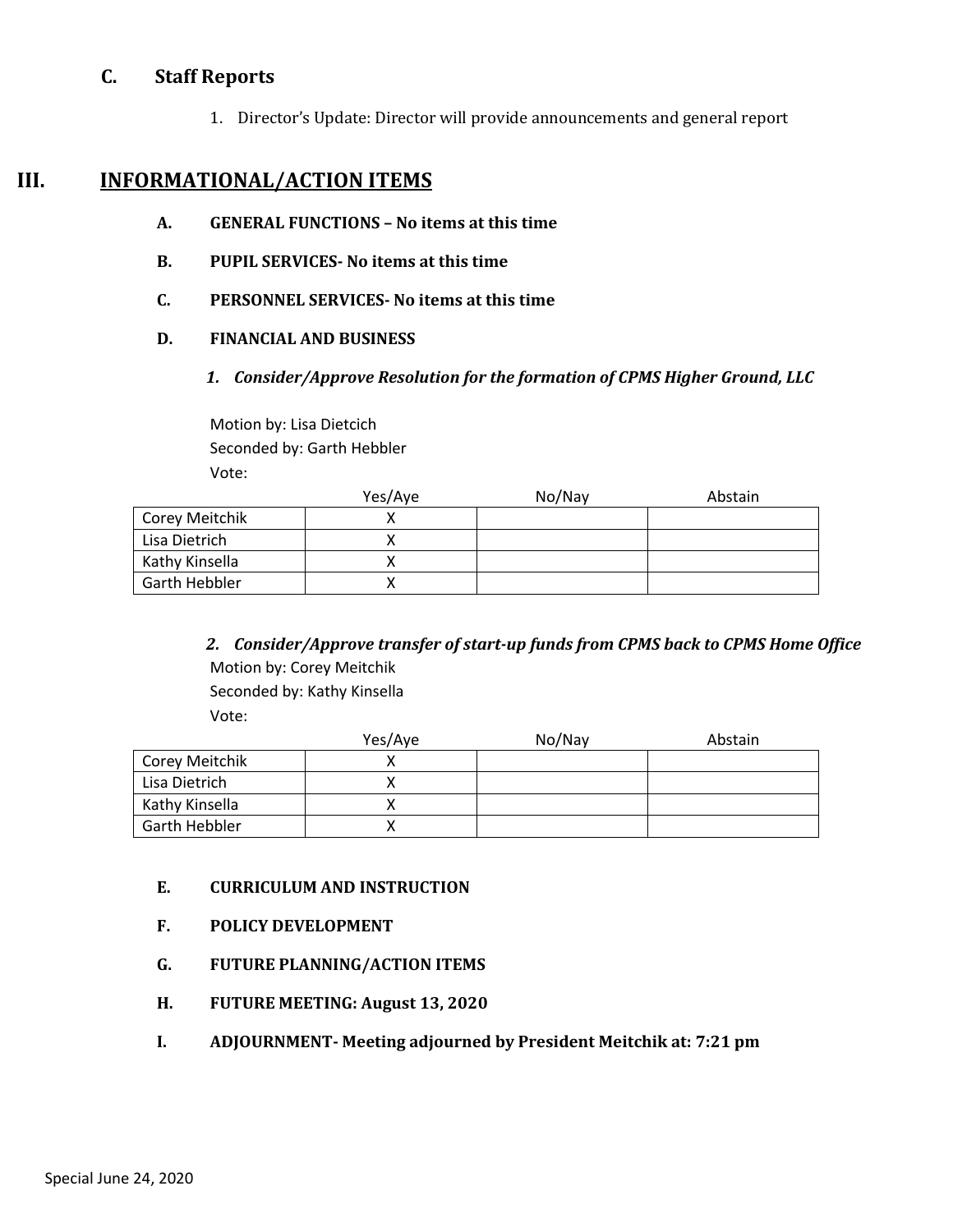## C. Staff Reports

1. Director's Update: Director will provide announcements and general report

# III. INFORMATIONAL/ACTION ITEMS

**A. GENERAL FUNCTIONS – No items at this time**

**B. PUPIL SERVICES- No items at this time**

**C. PERSONNEL SERVICES- No items at this time**

**D. FINANCIAL AND BUSINESS**

***1. Consider/Approve Resolution for the formation of CPMS Higher Ground, LLC***

Motion by: Lisa Dietcich
Seconded by: Garth Hebbler
Vote:

| | Yes/Aye | No/Nay | Abstain |
|---|---|---|---|
| Corey Meitchik | X | | |
| Lisa Dietrich | X | | |
| Kathy Kinsella | X | | |
| Garth Hebbler | X | | |

***2. Consider/Approve transfer of start-up funds from CPMS back to CPMS Home Office***

Motion by: Corey Meitchik
Seconded by: Kathy Kinsella
Vote:

| | Yes/Aye | No/Nay | Abstain |
|---|---|---|---|
| Corey Meitchik | X | | |
| Lisa Dietrich | X | | |
| Kathy Kinsella | X | | |
| Garth Hebbler | X | | |

**E. CURRICULUM AND INSTRUCTION**

**F. POLICY DEVELOPMENT**

**G. FUTURE PLANNING/ACTION ITEMS**

**H. FUTURE MEETING: August 13, 2020**

**I. ADJOURNMENT- Meeting adjourned by President Meitchik at: 7:21 pm**